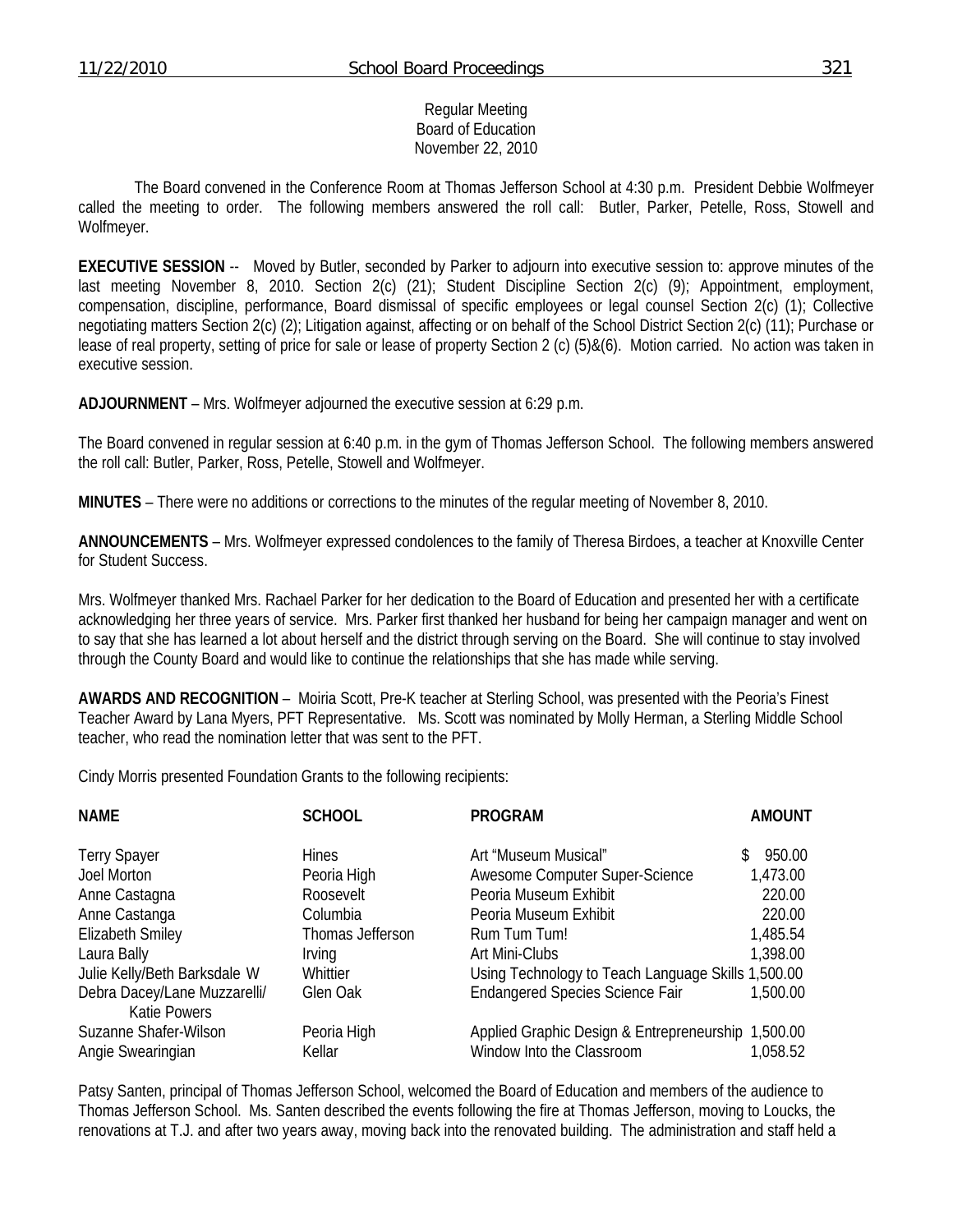Regular Meeting
Board of Education
November 22, 2010

The Board convened in the Conference Room at Thomas Jefferson School at 4:30 p.m. President Debbie Wolfmeyer called the meeting to order. The following members answered the roll call: Butler, Parker, Petelle, Ross, Stowell and Wolfmeyer.

**EXECUTIVE SESSION** -- Moved by Butler, seconded by Parker to adjourn into executive session to: approve minutes of the last meeting November 8, 2010. Section 2(c) (21); Student Discipline Section 2(c) (9); Appointment, employment, compensation, discipline, performance, Board dismissal of specific employees or legal counsel Section 2(c) (1); Collective negotiating matters Section 2(c) (2); Litigation against, affecting or on behalf of the School District Section 2(c) (11); Purchase or lease of real property, setting of price for sale or lease of property Section 2 (c) (5)&(6). Motion carried. No action was taken in executive session.

**ADJOURNMENT** – Mrs. Wolfmeyer adjourned the executive session at 6:29 p.m.

The Board convened in regular session at 6:40 p.m. in the gym of Thomas Jefferson School. The following members answered the roll call: Butler, Parker, Ross, Petelle, Stowell and Wolfmeyer.

**MINUTES** – There were no additions or corrections to the minutes of the regular meeting of November 8, 2010.

**ANNOUNCEMENTS** – Mrs. Wolfmeyer expressed condolences to the family of Theresa Birdoes, a teacher at Knoxville Center for Student Success.

Mrs. Wolfmeyer thanked Mrs. Rachael Parker for her dedication to the Board of Education and presented her with a certificate acknowledging her three years of service. Mrs. Parker first thanked her husband for being her campaign manager and went on to say that she has learned a lot about herself and the district through serving on the Board. She will continue to stay involved through the County Board and would like to continue the relationships that she has made while serving.

**AWARDS AND RECOGNITION** – Moiria Scott, Pre-K teacher at Sterling School, was presented with the Peoria's Finest Teacher Award by Lana Myers, PFT Representative. Ms. Scott was nominated by Molly Herman, a Sterling Middle School teacher, who read the nomination letter that was sent to the PFT.

Cindy Morris presented Foundation Grants to the following recipients:

| NAME | SCHOOL | PROGRAM | AMOUNT |
|---|---|---|---|
| Terry Spayer | Hines | Art "Museum Musical" | $ 950.00 |
| Joel Morton | Peoria High | Awesome Computer Super-Science | 1,473.00 |
| Anne Castagna | Roosevelt | Peoria Museum Exhibit | 220.00 |
| Anne Castanga | Columbia | Peoria Museum Exhibit | 220.00 |
| Elizabeth Smiley | Thomas Jefferson | Rum Tum Tum! | 1,485.54 |
| Laura Bally | Irving | Art Mini-Clubs | 1,398.00 |
| Julie Kelly/Beth Barksdale W | Whittier | Using Technology to Teach Language Skills | 1,500.00 |
| Debra Dacey/Lane Muzzarelli/ Katie Powers | Glen Oak | Endangered Species Science Fair | 1,500.00 |
| Suzanne Shafer-Wilson | Peoria High | Applied Graphic Design & Entrepreneurship | 1,500.00 |
| Angie Swearingian | Kellar | Window Into the Classroom | 1,058.52 |

Patsy Santen, principal of Thomas Jefferson School, welcomed the Board of Education and members of the audience to Thomas Jefferson School. Ms. Santen described the events following the fire at Thomas Jefferson, moving to Loucks, the renovations at T.J. and after two years away, moving back into the renovated building. The administration and staff held a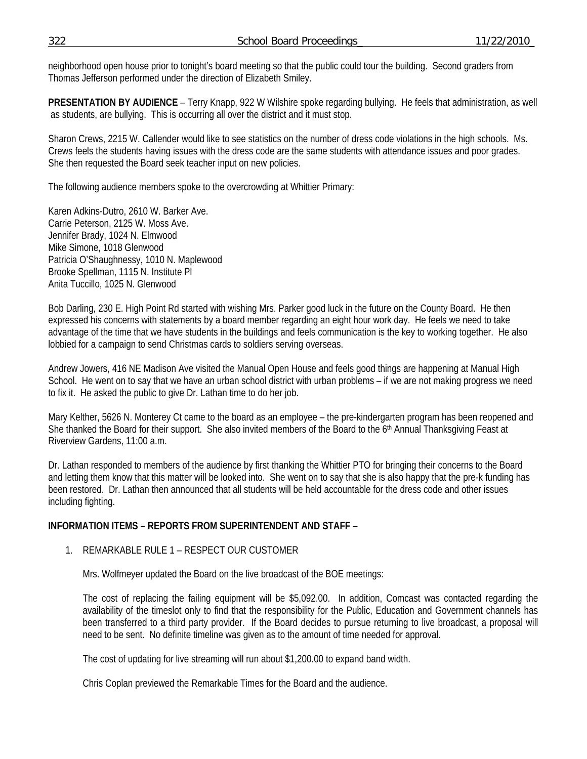neighborhood open house prior to tonight's board meeting so that the public could tour the building. Second graders from Thomas Jefferson performed under the direction of Elizabeth Smiley.

**PRESENTATION BY AUDIENCE** – Terry Knapp, 922 W Wilshire spoke regarding bullying. He feels that administration, as well as students, are bullying. This is occurring all over the district and it must stop.

Sharon Crews, 2215 W. Callender would like to see statistics on the number of dress code violations in the high schools. Ms. Crews feels the students having issues with the dress code are the same students with attendance issues and poor grades. She then requested the Board seek teacher input on new policies.

The following audience members spoke to the overcrowding at Whittier Primary:

Karen Adkins-Dutro, 2610 W. Barker Ave.
Carrie Peterson, 2125 W. Moss Ave.
Jennifer Brady, 1024 N. Elmwood
Mike Simone, 1018 Glenwood
Patricia O'Shaughnessy, 1010 N. Maplewood
Brooke Spellman, 1115 N. Institute Pl
Anita Tuccillo, 1025 N. Glenwood

Bob Darling, 230 E. High Point Rd started with wishing Mrs. Parker good luck in the future on the County Board. He then expressed his concerns with statements by a board member regarding an eight hour work day. He feels we need to take advantage of the time that we have students in the buildings and feels communication is the key to working together. He also lobbied for a campaign to send Christmas cards to soldiers serving overseas.

Andrew Jowers, 416 NE Madison Ave visited the Manual Open House and feels good things are happening at Manual High School. He went on to say that we have an urban school district with urban problems – if we are not making progress we need to fix it. He asked the public to give Dr. Lathan time to do her job.

Mary Kelther, 5626 N. Monterey Ct came to the board as an employee – the pre-kindergarten program has been reopened and She thanked the Board for their support. She also invited members of the Board to the 6th Annual Thanksgiving Feast at Riverview Gardens, 11:00 a.m.

Dr. Lathan responded to members of the audience by first thanking the Whittier PTO for bringing their concerns to the Board and letting them know that this matter will be looked into. She went on to say that she is also happy that the pre-k funding has been restored. Dr. Lathan then announced that all students will be held accountable for the dress code and other issues including fighting.

**INFORMATION ITEMS – REPORTS FROM SUPERINTENDENT AND STAFF** –

1. REMARKABLE RULE 1 – RESPECT OUR CUSTOMER

   Mrs. Wolfmeyer updated the Board on the live broadcast of the BOE meetings:

   The cost of replacing the failing equipment will be $5,092.00. In addition, Comcast was contacted regarding the availability of the timeslot only to find that the responsibility for the Public, Education and Government channels has been transferred to a third party provider. If the Board decides to pursue returning to live broadcast, a proposal will need to be sent. No definite timeline was given as to the amount of time needed for approval.

   The cost of updating for live streaming will run about $1,200.00 to expand band width.

   Chris Coplan previewed the Remarkable Times for the Board and the audience.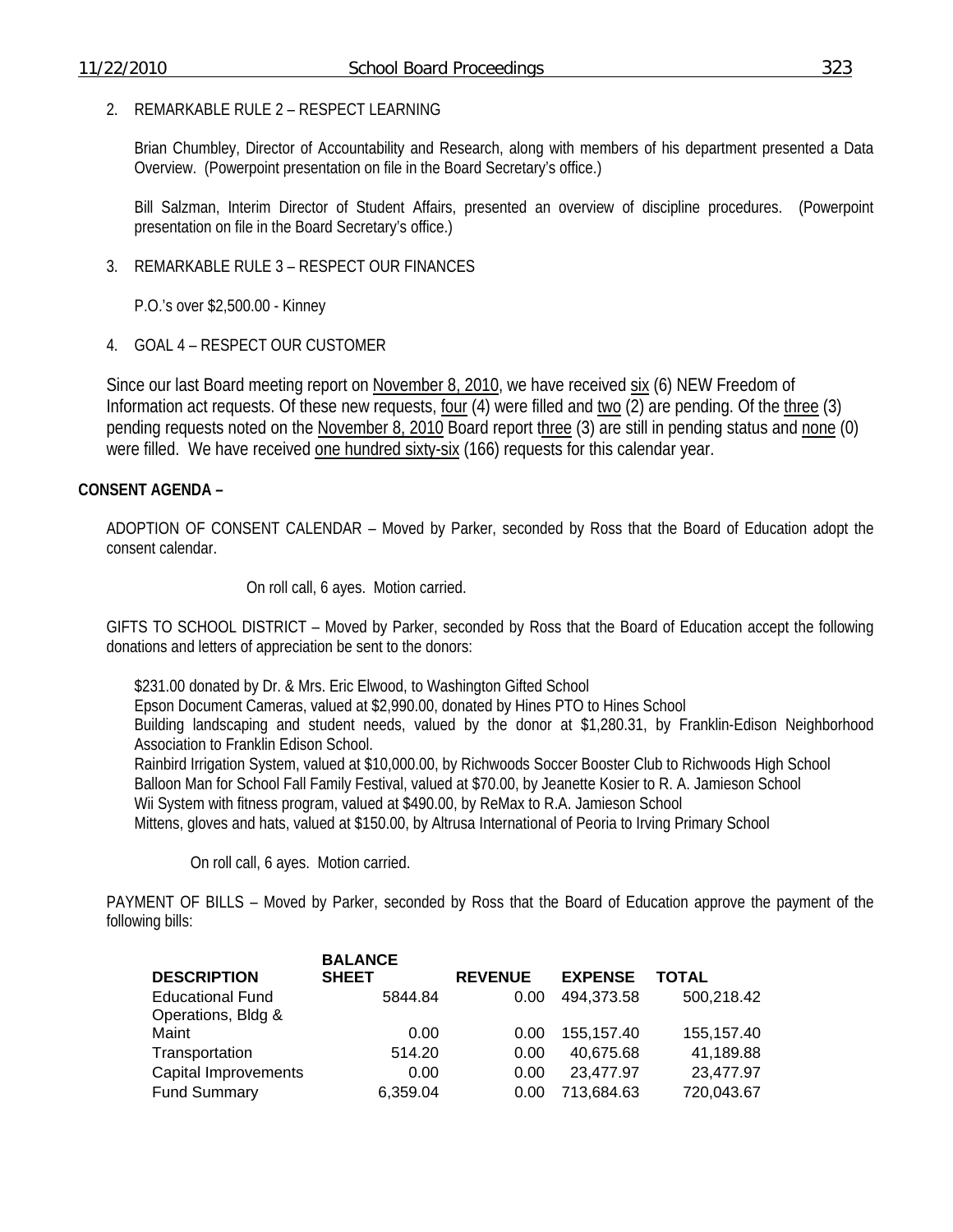2. REMARKABLE RULE 2 – RESPECT LEARNING

Brian Chumbley, Director of Accountability and Research, along with members of his department presented a Data Overview. (Powerpoint presentation on file in the Board Secretary's office.)

Bill Salzman, Interim Director of Student Affairs, presented an overview of discipline procedures. (Powerpoint presentation on file in the Board Secretary's office.)

3. REMARKABLE RULE 3 – RESPECT OUR FINANCES

P.O.'s over $2,500.00 - Kinney

4. GOAL 4 – RESPECT OUR CUSTOMER

Since our last Board meeting report on <u>November 8, 2010</u>, we have received <u>six</u> (6) NEW Freedom of Information act requests. Of these new requests, <u>four</u> (4) were filled and <u>two</u> (2) are pending. Of the <u>three</u> (3) pending requests noted on the <u>November 8, 2010</u> Board report <u>three</u> (3) are still in pending status and <u>none</u> (0) were filled. We have received <u>one hundred sixty-six</u> (166) requests for this calendar year.

**CONSENT AGENDA –**

ADOPTION OF CONSENT CALENDAR – Moved by Parker, seconded by Ross that the Board of Education adopt the consent calendar.

On roll call, 6 ayes. Motion carried.

GIFTS TO SCHOOL DISTRICT – Moved by Parker, seconded by Ross that the Board of Education accept the following donations and letters of appreciation be sent to the donors:

$231.00 donated by Dr. & Mrs. Eric Elwood, to Washington Gifted School
Epson Document Cameras, valued at $2,990.00, donated by Hines PTO to Hines School
Building landscaping and student needs, valued by the donor at $1,280.31, by Franklin-Edison Neighborhood Association to Franklin Edison School.
Rainbird Irrigation System, valued at $10,000.00, by Richwoods Soccer Booster Club to Richwoods High School
Balloon Man for School Fall Family Festival, valued at $70.00, by Jeanette Kosier to R. A. Jamieson School
Wii System with fitness program, valued at $490.00, by ReMax to R.A. Jamieson School
Mittens, gloves and hats, valued at $150.00, by Altrusa International of Peoria to Irving Primary School

On roll call, 6 ayes. Motion carried.

PAYMENT OF BILLS – Moved by Parker, seconded by Ross that the Board of Education approve the payment of the following bills:

| DESCRIPTION | BALANCE SHEET | REVENUE | EXPENSE | TOTAL |
|---|---|---|---|---|
| Educational Fund | 5844.84 | 0.00 | 494,373.58 | 500,218.42 |
| Operations, Bldg & Maint | 0.00 | 0.00 | 155,157.40 | 155,157.40 |
| Transportation | 514.20 | 0.00 | 40,675.68 | 41,189.88 |
| Capital Improvements | 0.00 | 0.00 | 23,477.97 | 23,477.97 |
| Fund Summary | 6,359.04 | 0.00 | 713,684.63 | 720,043.67 |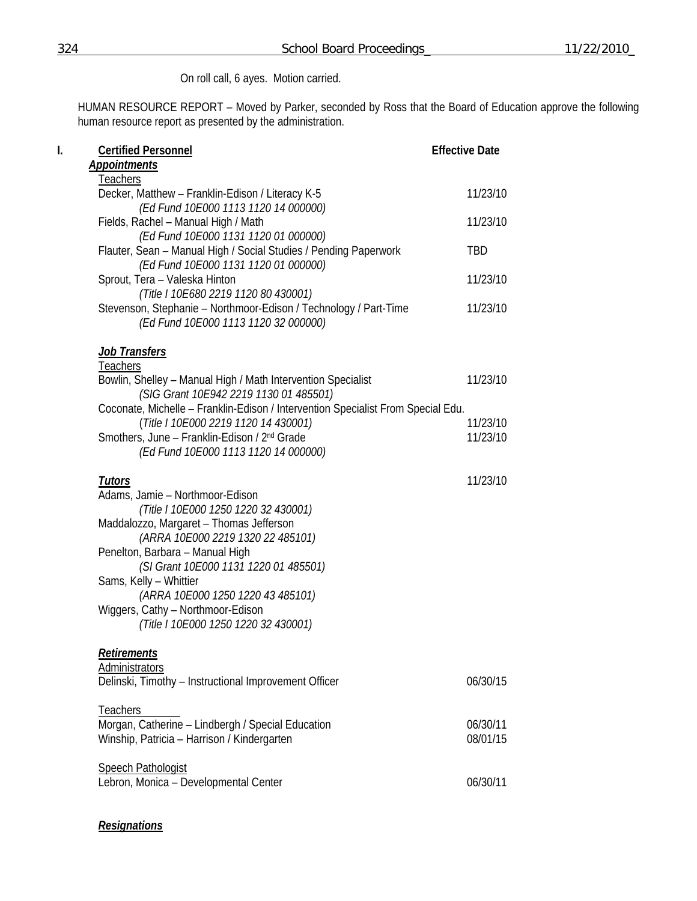On roll call, 6 ayes. Motion carried.

HUMAN RESOURCE REPORT – Moved by Parker, seconded by Ross that the Board of Education approve the following human resource report as presented by the administration.

**I. Certified Personnel** — **Effective Date**

***Appointments***

Teachers

| | |
|---|---|
| Decker, Matthew – Franklin-Edison / Literacy K-5 *(Ed Fund 10E000 1113 1120 14 000000)* | 11/23/10 |
| Fields, Rachel – Manual High / Math *(Ed Fund 10E000 1131 1120 01 000000)* | 11/23/10 |
| Flauter, Sean – Manual High / Social Studies / Pending Paperwork *(Ed Fund 10E000 1131 1120 01 000000)* | TBD |
| Sprout, Tera – Valeska Hinton *(Title I 10E680 2219 1120 80 430001)* | 11/23/10 |
| Stevenson, Stephanie – Northmoor-Edison / Technology / Part-Time *(Ed Fund 10E000 1113 1120 32 000000)* | 11/23/10 |

***Job Transfers***

Teachers

| | |
|---|---|
| Bowlin, Shelley – Manual High / Math Intervention Specialist *(SIG Grant 10E942 2219 1130 01 485501)* | 11/23/10 |
| Coconate, Michelle – Franklin-Edison / Intervention Specialist From Special Edu. *(Title I 10E000 2219 1120 14 430001)* | 11/23/10 |
| Smothers, June – Franklin-Edison / 2nd Grade *(Ed Fund 10E000 1113 1120 14 000000)* | 11/23/10 |

***Tutors*** — 11/23/10

Adams, Jamie – Northmoor-Edison
*(Title I 10E000 1250 1220 32 430001)*
Maddalozzo, Margaret – Thomas Jefferson
*(ARRA 10E000 2219 1320 22 485101)*
Penelton, Barbara – Manual High
*(SI Grant 10E000 1131 1220 01 485501)*
Sams, Kelly – Whittier
*(ARRA 10E000 1250 1220 43 485101)*
Wiggers, Cathy – Northmoor-Edison
*(Title I 10E000 1250 1220 32 430001)*

***Retirements***

Administrators

| | |
|---|---|
| Delinski, Timothy – Instructional Improvement Officer | 06/30/15 |

Teachers

| | |
|---|---|
| Morgan, Catherine – Lindbergh / Special Education | 06/30/11 |
| Winship, Patricia – Harrison / Kindergarten | 08/01/15 |

Speech Pathologist

| | |
|---|---|
| Lebron, Monica – Developmental Center | 06/30/11 |

***Resignations***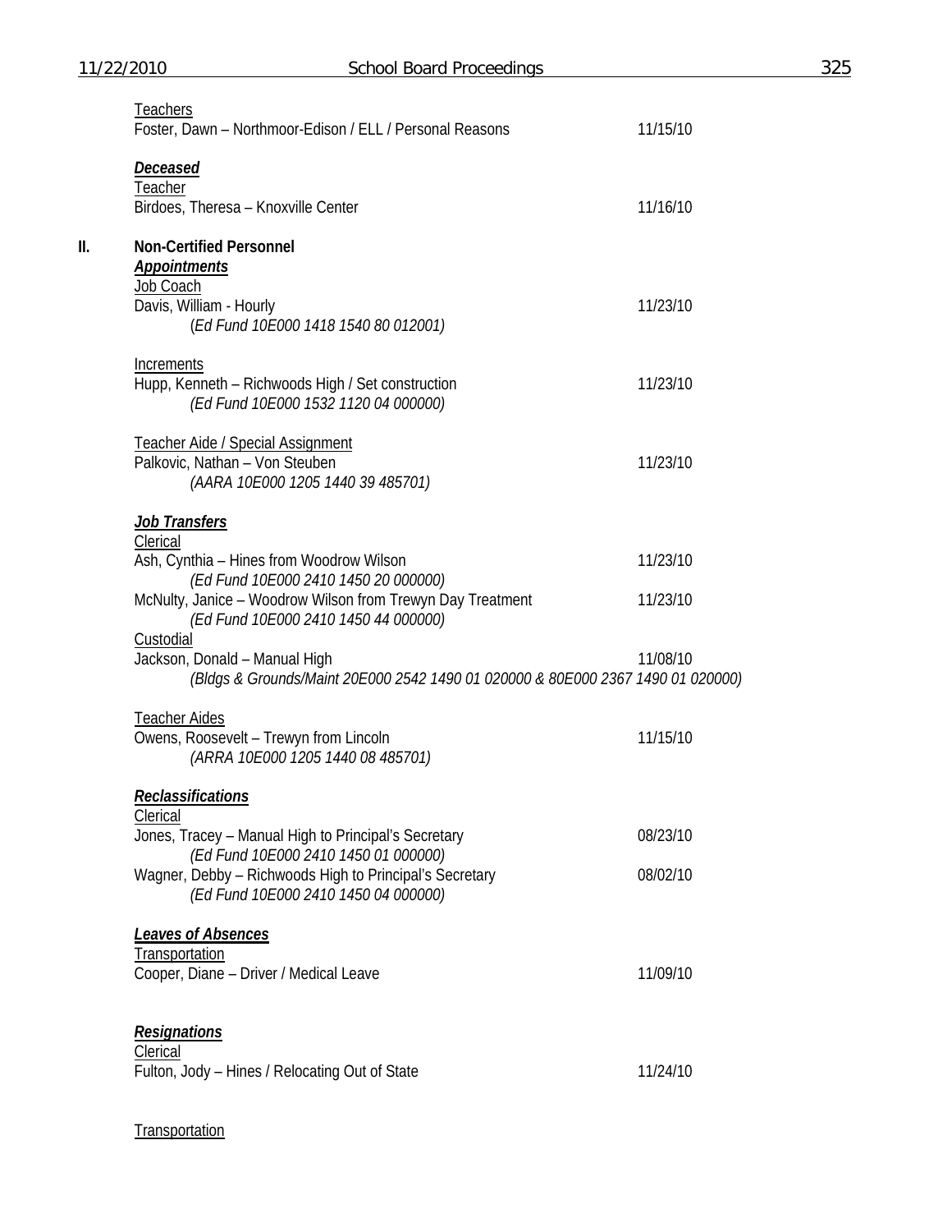Teachers
Foster, Dawn – Northmoor-Edison / ELL / Personal Reasons 11/15/10

***Deceased***
Teacher
Birdoes, Theresa – Knoxville Center 11/16/10

**II. Non-Certified Personnel**

***Appointments***
Job Coach
Davis, William - Hourly 11/23/10
(*Ed Fund 10E000 1418 1540 80 012001)*

Increments
Hupp, Kenneth – Richwoods High / Set construction 11/23/10
*(Ed Fund 10E000 1532 1120 04 000000)*

Teacher Aide / Special Assignment
Palkovic, Nathan – Von Steuben 11/23/10
*(AARA 10E000 1205 1440 39 485701)*

***Job Transfers***
Clerical
Ash, Cynthia – Hines from Woodrow Wilson 11/23/10
*(Ed Fund 10E000 2410 1450 20 000000)*
McNulty, Janice – Woodrow Wilson from Trewyn Day Treatment 11/23/10
*(Ed Fund 10E000 2410 1450 44 000000)*
Custodial
Jackson, Donald – Manual High 11/08/10
*(Bldgs & Grounds/Maint 20E000 2542 1490 01 020000 & 80E000 2367 1490 01 020000)*

Teacher Aides
Owens, Roosevelt – Trewyn from Lincoln 11/15/10
*(ARRA 10E000 1205 1440 08 485701)*

***Reclassifications***
Clerical
Jones, Tracey – Manual High to Principal's Secretary 08/23/10
*(Ed Fund 10E000 2410 1450 01 000000)*
Wagner, Debby – Richwoods High to Principal's Secretary 08/02/10
*(Ed Fund 10E000 2410 1450 04 000000)*

***Leaves of Absences***
Transportation
Cooper, Diane – Driver / Medical Leave 11/09/10

***Resignations***
Clerical
Fulton, Jody – Hines / Relocating Out of State 11/24/10

Transportation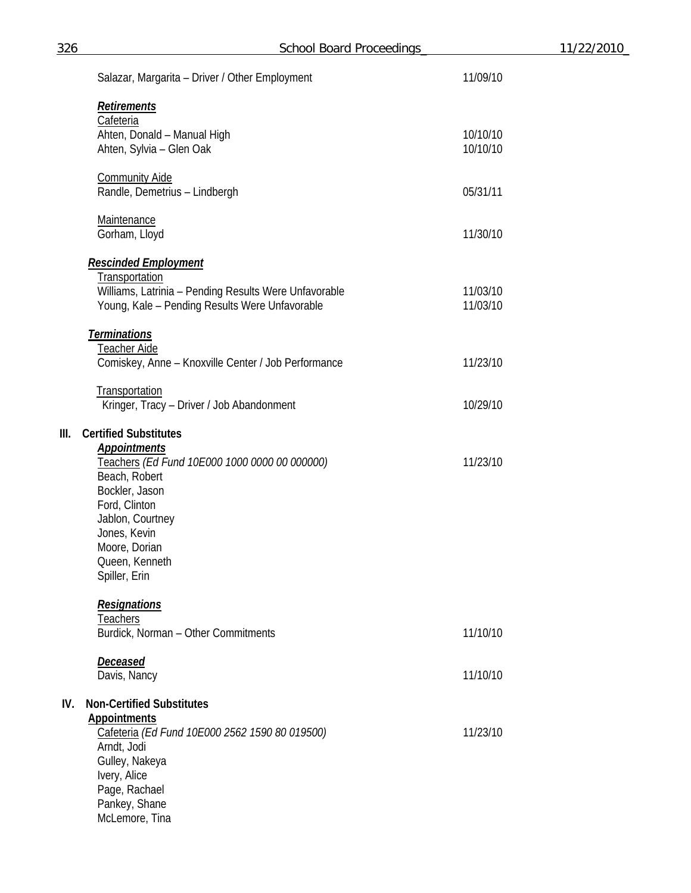Salazar, Margarita – Driver / Other Employment 11/09/10

***Retirements***

Cafeteria

Ahten, Donald – Manual High 10/10/10

Ahten, Sylvia – Glen Oak 10/10/10

Community Aide

Randle, Demetrius – Lindbergh 05/31/11

Maintenance

Gorham, Lloyd 11/30/10

***Rescinded Employment***

Transportation

Williams, Latrinia – Pending Results Were Unfavorable 11/03/10

Young, Kale – Pending Results Were Unfavorable 11/03/10

***Terminations***

Teacher Aide

Comiskey, Anne – Knoxville Center / Job Performance 11/23/10

Transportation

Kringer, Tracy – Driver / Job Abandonment 10/29/10

**III. Certified Substitutes**

***Appointments***

Teachers *(Ed Fund 10E000 1000 0000 00 000000)* 11/23/10

Beach, Robert
Bockler, Jason
Ford, Clinton
Jablon, Courtney
Jones, Kevin
Moore, Dorian
Queen, Kenneth
Spiller, Erin

***Resignations***

Teachers

Burdick, Norman – Other Commitments 11/10/10

***Deceased***

Davis, Nancy 11/10/10

**IV. Non-Certified Substitutes**

**Appointments**

Cafeteria *(Ed Fund 10E000 2562 1590 80 019500)* 11/23/10

Arndt, Jodi
Gulley, Nakeya
Ivery, Alice
Page, Rachael
Pankey, Shane
McLemore, Tina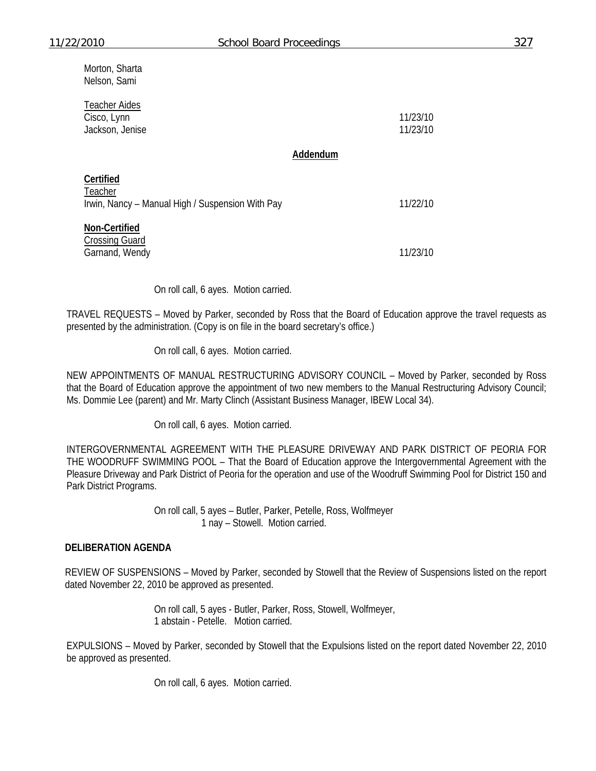Morton, Sharta
Nelson, Sami

Teacher Aides

| | |
|---|---|
| Cisco, Lynn | 11/23/10 |
| Jackson, Jenise | 11/23/10 |

**Addendum**

**Certified**
Teacher

| | |
|---|---|
| Irwin, Nancy – Manual High / Suspension With Pay | 11/22/10 |

**Non-Certified**
Crossing Guard

| | |
|---|---|
| Garnand, Wendy | 11/23/10 |

On roll call, 6 ayes. Motion carried.

TRAVEL REQUESTS – Moved by Parker, seconded by Ross that the Board of Education approve the travel requests as presented by the administration. (Copy is on file in the board secretary's office.)

On roll call, 6 ayes. Motion carried.

NEW APPOINTMENTS OF MANUAL RESTRUCTURING ADVISORY COUNCIL – Moved by Parker, seconded by Ross that the Board of Education approve the appointment of two new members to the Manual Restructuring Advisory Council; Ms. Dommie Lee (parent) and Mr. Marty Clinch (Assistant Business Manager, IBEW Local 34).

On roll call, 6 ayes. Motion carried.

INTERGOVERNMENTAL AGREEMENT WITH THE PLEASURE DRIVEWAY AND PARK DISTRICT OF PEORIA FOR THE WOODRUFF SWIMMING POOL – That the Board of Education approve the Intergovernmental Agreement with the Pleasure Driveway and Park District of Peoria for the operation and use of the Woodruff Swimming Pool for District 150 and Park District Programs.

On roll call, 5 ayes – Butler, Parker, Petelle, Ross, Wolfmeyer
1 nay – Stowell. Motion carried.

**DELIBERATION AGENDA**

REVIEW OF SUSPENSIONS – Moved by Parker, seconded by Stowell that the Review of Suspensions listed on the report dated November 22, 2010 be approved as presented.

On roll call, 5 ayes - Butler, Parker, Ross, Stowell, Wolfmeyer,
1 abstain - Petelle. Motion carried.

EXPULSIONS – Moved by Parker, seconded by Stowell that the Expulsions listed on the report dated November 22, 2010 be approved as presented.

On roll call, 6 ayes. Motion carried.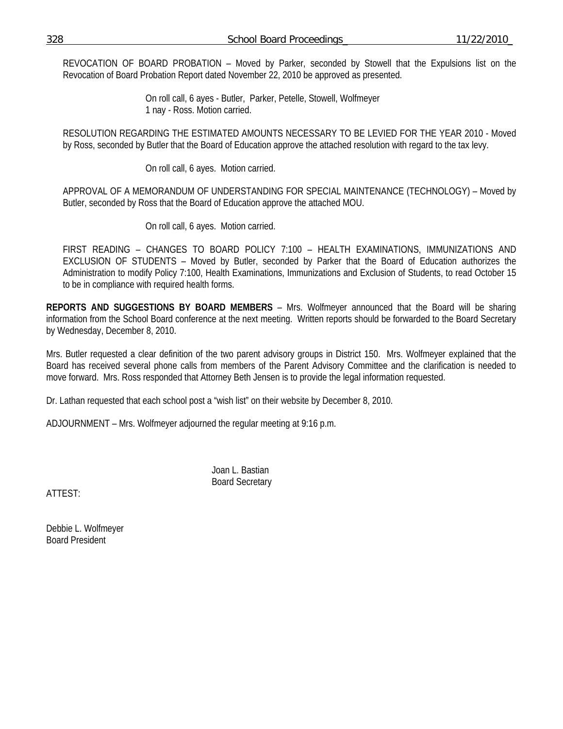REVOCATION OF BOARD PROBATION – Moved by Parker, seconded by Stowell that the Expulsions list on the Revocation of Board Probation Report dated November 22, 2010 be approved as presented.

On roll call, 6 ayes - Butler, Parker, Petelle, Stowell, Wolfmeyer
1 nay - Ross. Motion carried.

RESOLUTION REGARDING THE ESTIMATED AMOUNTS NECESSARY TO BE LEVIED FOR THE YEAR 2010 - Moved by Ross, seconded by Butler that the Board of Education approve the attached resolution with regard to the tax levy.

On roll call, 6 ayes. Motion carried.

APPROVAL OF A MEMORANDUM OF UNDERSTANDING FOR SPECIAL MAINTENANCE (TECHNOLOGY) – Moved by Butler, seconded by Ross that the Board of Education approve the attached MOU.

On roll call, 6 ayes. Motion carried.

FIRST READING – CHANGES TO BOARD POLICY 7:100 – HEALTH EXAMINATIONS, IMMUNIZATIONS AND EXCLUSION OF STUDENTS – Moved by Butler, seconded by Parker that the Board of Education authorizes the Administration to modify Policy 7:100, Health Examinations, Immunizations and Exclusion of Students, to read October 15 to be in compliance with required health forms.

**REPORTS AND SUGGESTIONS BY BOARD MEMBERS** – Mrs. Wolfmeyer announced that the Board will be sharing information from the School Board conference at the next meeting. Written reports should be forwarded to the Board Secretary by Wednesday, December 8, 2010.

Mrs. Butler requested a clear definition of the two parent advisory groups in District 150. Mrs. Wolfmeyer explained that the Board has received several phone calls from members of the Parent Advisory Committee and the clarification is needed to move forward. Mrs. Ross responded that Attorney Beth Jensen is to provide the legal information requested.

Dr. Lathan requested that each school post a "wish list" on their website by December 8, 2010.

ADJOURNMENT – Mrs. Wolfmeyer adjourned the regular meeting at 9:16 p.m.

Joan L. Bastian
Board Secretary

ATTEST:

Debbie L. Wolfmeyer
Board President